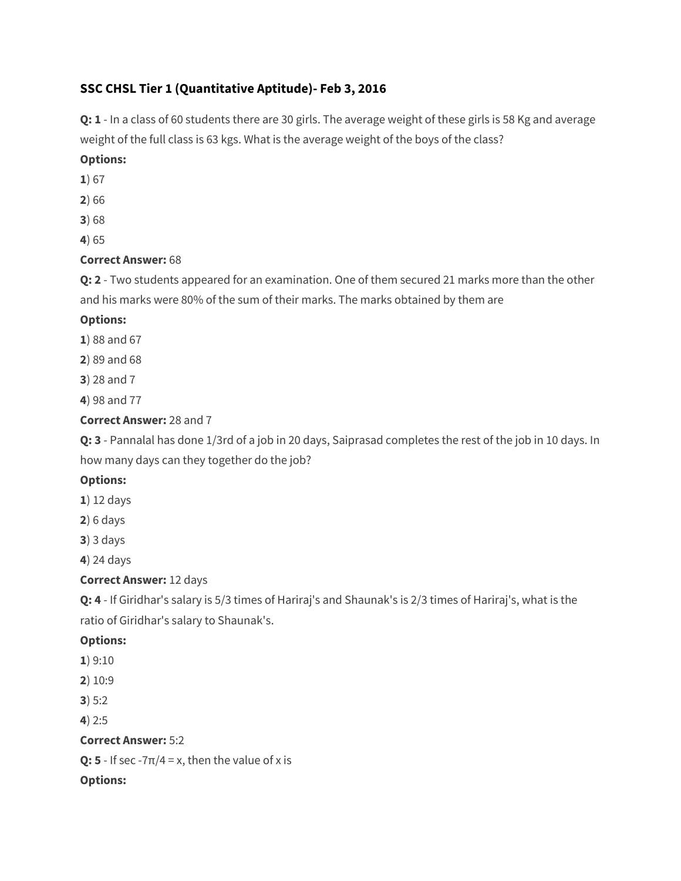### SSC CHSL Tier 1 (Quantitative Aptitude)- Feb 3, 2016

**Q: 1** - In a class of 60 students there are 30 girls. The average weight of these girls is 58 Kg and average weight of the full class is 63 kgs. What is the average weight of the boys of the class?

**Options:**

**1**) 67

**2**) 66

**3**) 68

**4**) 65

**Correct Answer:** 68

**Q: 2** - Two students appeared for an examination. One of them secured 21 marks more than the other and his marks were 80% of the sum of their marks. The marks obtained by them are

**Options:**

**1**) 88 and 67

**2**) 89 and 68

**3**) 28 and 7

**4**) 98 and 77

**Correct Answer:** 28 and 7

**Q: 3** - Pannalal has done 1/3rd of a job in 20 days, Saiprasad completes the rest of the job in 10 days. In how many days can they together do the job?

**Options:**

**1**) 12 days

**2**) 6 days

**3**) 3 days

**4**) 24 days

**Correct Answer:** 12 days

**Q: 4** - If Giridhar's salary is 5/3 times of Hariraj's and Shaunak's is 2/3 times of Hariraj's, what is the ratio of Giridhar's salary to Shaunak's.

**Options:**

**1**) 9:10

**2**) 10:9

**3**) 5:2

**4**) 2:5

**Correct Answer:** 5:2

**Q: 5** - If $\sec -7\pi/4 = x$, then the value of x is

**Options:**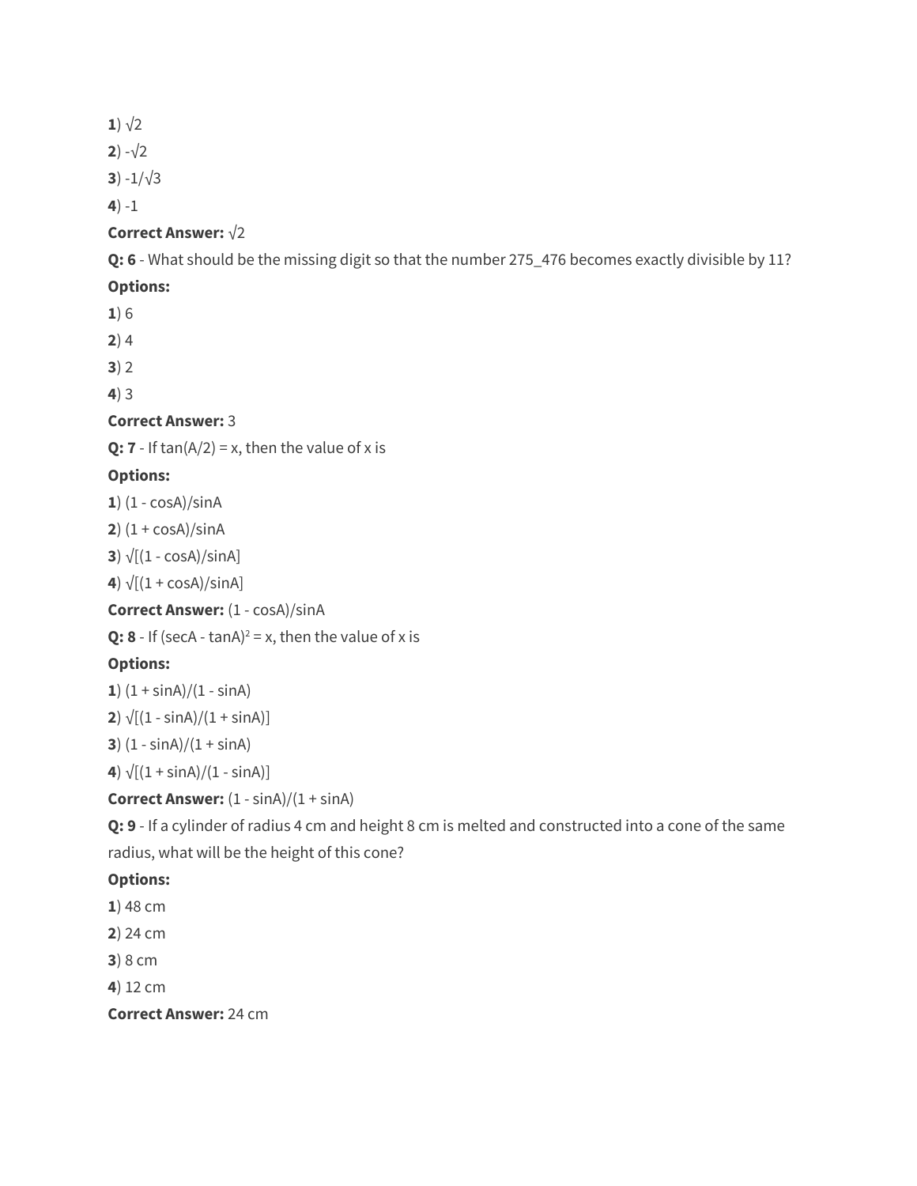**1**) $\sqrt{2}$

**2**) $-\sqrt{2}$

**3**) $-1/\sqrt{3}$

**4**) $-1$

**Correct Answer:** $\sqrt{2}$

**Q: 6** - What should be the missing digit so that the number 275_476 becomes exactly divisible by 11?

**Options:**

**1**) 6

**2**) 4

**3**) 2

**4**) 3

**Correct Answer:** 3

**Q: 7** - If $\tan(A/2) = x$, then the value of x is

**Options:**

**1**) $(1 - \cos A)/\sin A$

**2**) $(1 + \cos A)/\sin A$

**3**) $\sqrt{[(1 - \cos A)/\sin A]}$

**4**) $\sqrt{[(1 + \cos A)/\sin A]}$

**Correct Answer:** $(1 - \cos A)/\sin A$

**Q: 8** - If $(\sec A - \tan A)^2 = x$, then the value of x is

**Options:**

**1**) $(1 + \sin A)/(1 - \sin A)$

**2**) $\sqrt{[(1 - \sin A)/(1 + \sin A)]}$

**3**) $(1 - \sin A)/(1 + \sin A)$

**4**) $\sqrt{[(1 + \sin A)/(1 - \sin A)]}$

**Correct Answer:** $(1 - \sin A)/(1 + \sin A)$

**Q: 9** - If a cylinder of radius 4 cm and height 8 cm is melted and constructed into a cone of the same radius, what will be the height of this cone?

**Options:**

**1**) 48 cm

**2**) 24 cm

**3**) 8 cm

**4**) 12 cm

**Correct Answer:** 24 cm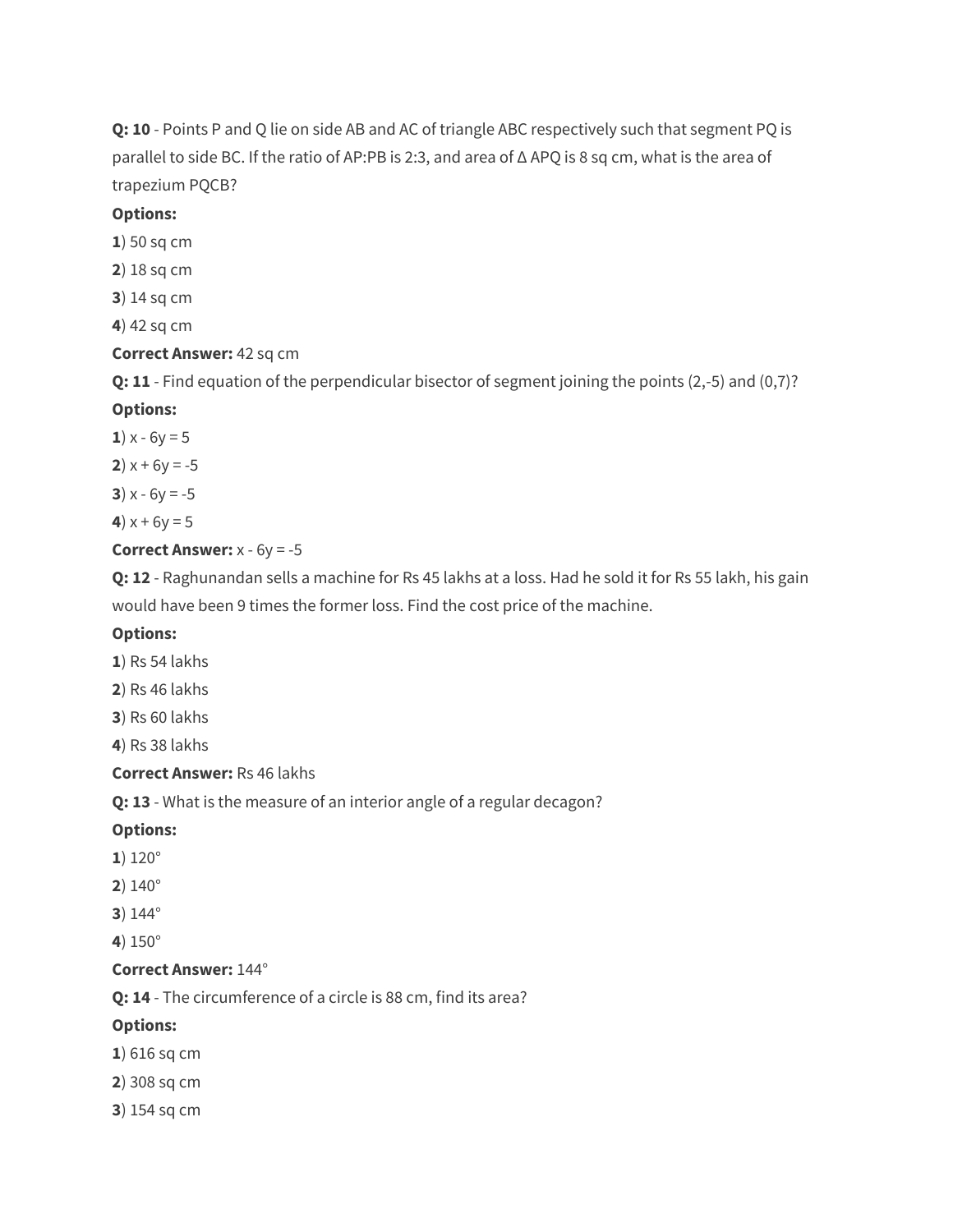**Q: 10** - Points P and Q lie on side AB and AC of triangle ABC respectively such that segment PQ is parallel to side BC. If the ratio of AP:PB is 2:3, and area of Δ APQ is 8 sq cm, what is the area of trapezium PQCB?

**Options:**

**1**) 50 sq cm

**2**) 18 sq cm

**3**) 14 sq cm

**4**) 42 sq cm

**Correct Answer:** 42 sq cm

**Q: 11** - Find equation of the perpendicular bisector of segment joining the points (2,-5) and (0,7)?

**Options:**

**1**) x - 6y = 5

**2**) x + 6y = -5

**3**) x - 6y = -5

**4**) x + 6y = 5

**Correct Answer:** x - 6y = -5

**Q: 12** - Raghunandan sells a machine for Rs 45 lakhs at a loss. Had he sold it for Rs 55 lakh, his gain would have been 9 times the former loss. Find the cost price of the machine.

**Options:**

**1**) Rs 54 lakhs

**2**) Rs 46 lakhs

**3**) Rs 60 lakhs

**4**) Rs 38 lakhs

**Correct Answer:** Rs 46 lakhs

**Q: 13** - What is the measure of an interior angle of a regular decagon?

**Options:**

**1**) 120°

**2**) 140°

**3**) 144°

**4**) 150°

**Correct Answer:** 144°

**Q: 14** - The circumference of a circle is 88 cm, find its area?

**Options:**

**1**) 616 sq cm

**2**) 308 sq cm

**3**) 154 sq cm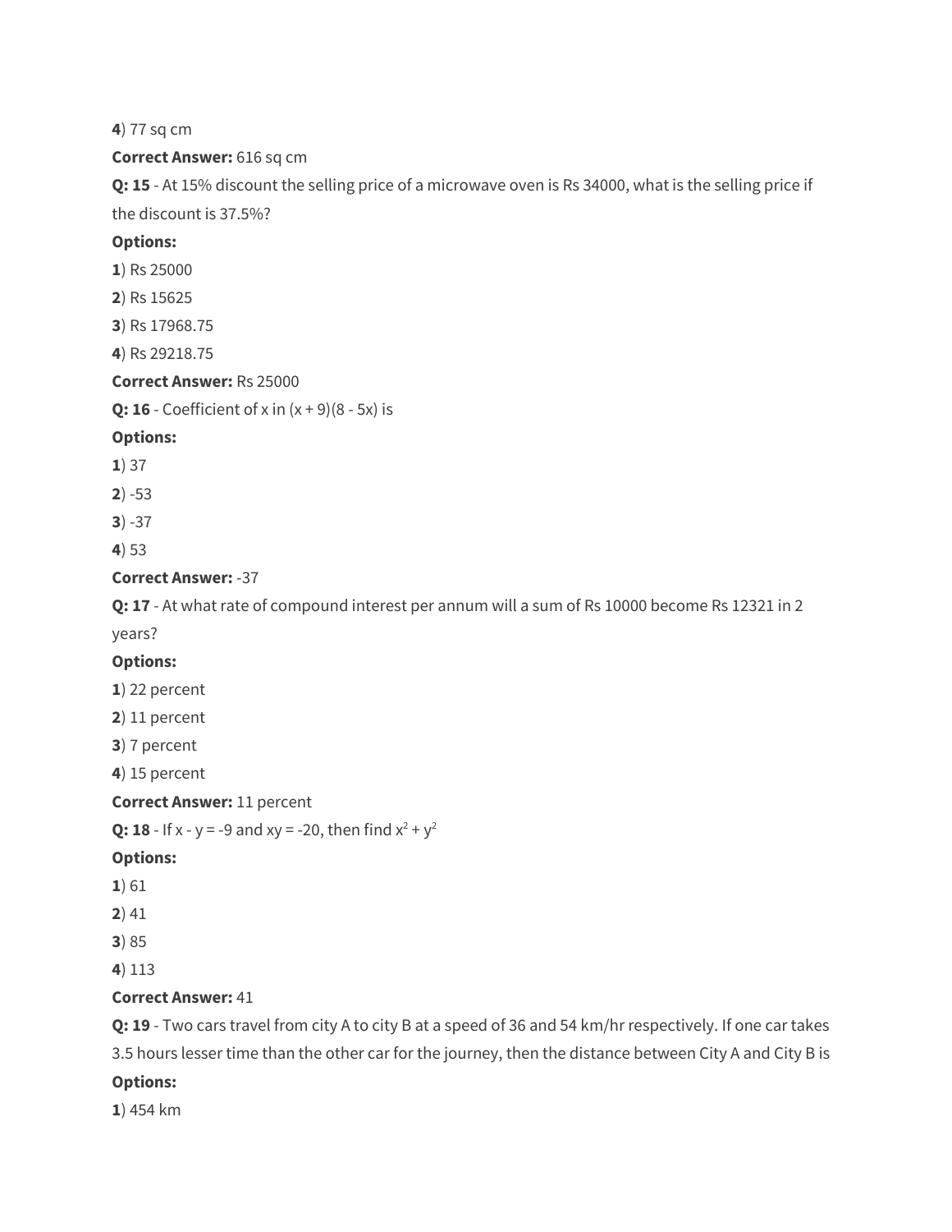**4**) 77 sq cm

**Correct Answer:** 616 sq cm

**Q: 15** - At 15% discount the selling price of a microwave oven is Rs 34000, what is the selling price if the discount is 37.5%?

**Options:**

**1**) Rs 25000

**2**) Rs 15625

**3**) Rs 17968.75

**4**) Rs 29218.75

**Correct Answer:** Rs 25000

**Q: 16** - Coefficient of x in (x + 9)(8 - 5x) is

**Options:**

**1**) 37

**2**) -53

**3**) -37

**4**) 53

**Correct Answer:** -37

**Q: 17** - At what rate of compound interest per annum will a sum of Rs 10000 become Rs 12321 in 2 years?

**Options:**

**1**) 22 percent

**2**) 11 percent

**3**) 7 percent

**4**) 15 percent

**Correct Answer:** 11 percent

**Q: 18** - If x - y = -9 and xy = -20, then find $x^2 + y^2$

**Options:**

**1**) 61

**2**) 41

**3**) 85

**4**) 113

**Correct Answer:** 41

**Q: 19** - Two cars travel from city A to city B at a speed of 36 and 54 km/hr respectively. If one car takes 3.5 hours lesser time than the other car for the journey, then the distance between City A and City B is

**Options:**

**1**) 454 km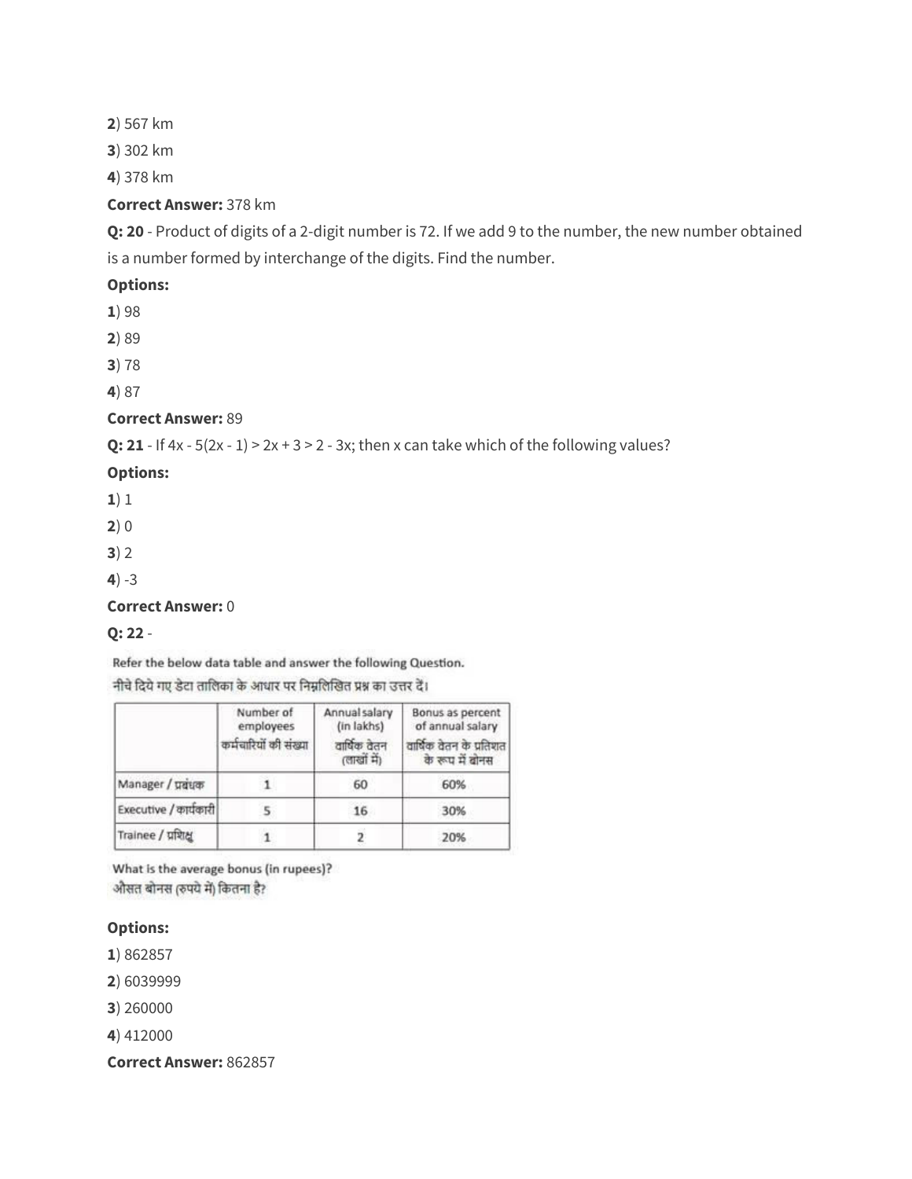**2**) 567 km

**3**) 302 km

**4**) 378 km

**Correct Answer:** 378 km

**Q: 20** - Product of digits of a 2-digit number is 72. If we add 9 to the number, the new number obtained is a number formed by interchange of the digits. Find the number.

**Options:**

**1**) 98

**2**) 89

**3**) 78

**4**) 87

**Correct Answer:** 89

**Q: 21** - If 4x - 5(2x - 1) > 2x + 3 > 2 - 3x; then x can take which of the following values?

**Options:**

**1**) 1

**2**) 0

**3**) 2

**4**) -3

**Correct Answer:** 0

**Q: 22** -

Refer the below data table and answer the following Question.
नीचे दिये गए डेटा तालिका के आधार पर निम्नलिखित प्रश्न का उत्तर दें।

| | Number of employees कर्मचारियों की संख्या | Annual salary (in lakhs) वार्षिक वेतन (लाखों में) | Bonus as percent of annual salary वार्षिक वेतन के प्रतिशत के रूप में बोनस |
|---|---|---|---|
| Manager / प्रबंधक | 1 | 60 | 60% |
| Executive / कार्यकारी | 5 | 16 | 30% |
| Trainee / प्रशिक्षु | 1 | 2 | 20% |

What is the average bonus (in rupees)?
औसत बोनस (रुपये में) कितना है?

**Options:**

**1**) 862857

**2**) 6039999

**3**) 260000

**4**) 412000

**Correct Answer:** 862857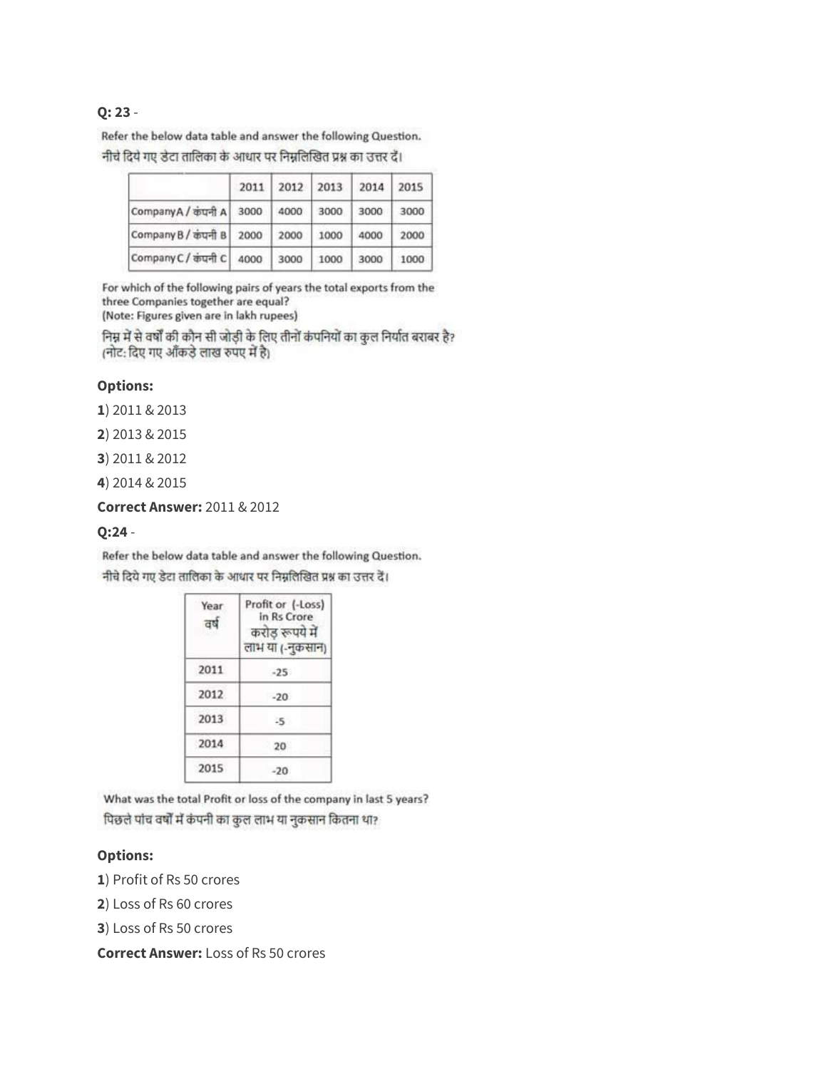**Q: 23** -

Refer the below data table and answer the following Question.

नीचे दिये गए डेटा तालिका के आधार पर निम्नलिखित प्रश्न का उत्तर दें।

| | 2011 | 2012 | 2013 | 2014 | 2015 |
|---|---|---|---|---|---|
| Company A / कंपनी A | 3000 | 4000 | 3000 | 3000 | 3000 |
| Company B / कंपनी B | 2000 | 2000 | 1000 | 4000 | 2000 |
| Company C / कंपनी C | 4000 | 3000 | 1000 | 3000 | 1000 |

For which of the following pairs of years the total exports from the three Companies together are equal?
(Note: Figures given are in lakh rupees)

निम्न में से वर्षों की कौन सी जोड़ी के लिए तीनों कंपनियों का कुल निर्यात बराबर है?
(नोट: दिए गए आँकड़े लाख रुपए में है)

**Options:**

**1**) 2011 & 2013

**2**) 2013 & 2015

**3**) 2011 & 2012

**4**) 2014 & 2015

**Correct Answer:** 2011 & 2012

**Q:24** -

Refer the below data table and answer the following Question.

नीचे दिये गए डेटा तालिका के आधार पर निम्नलिखित प्रश्न का उत्तर दें।

| Year वर्ष | Profit or (-Loss) in Rs Crore करोड़ रूपये में लाभ या (-नुकसान) |
|---|---|
| 2011 | -25 |
| 2012 | -20 |
| 2013 | -5 |
| 2014 | 20 |
| 2015 | -20 |

What was the total Profit or loss of the company in last 5 years?

पिछले पांच वर्षों में कंपनी का कुल लाभ या नुकसान कितना था?

**Options:**

**1**) Profit of Rs 50 crores

**2**) Loss of Rs 60 crores

**3**) Loss of Rs 50 crores

**Correct Answer:** Loss of Rs 50 crores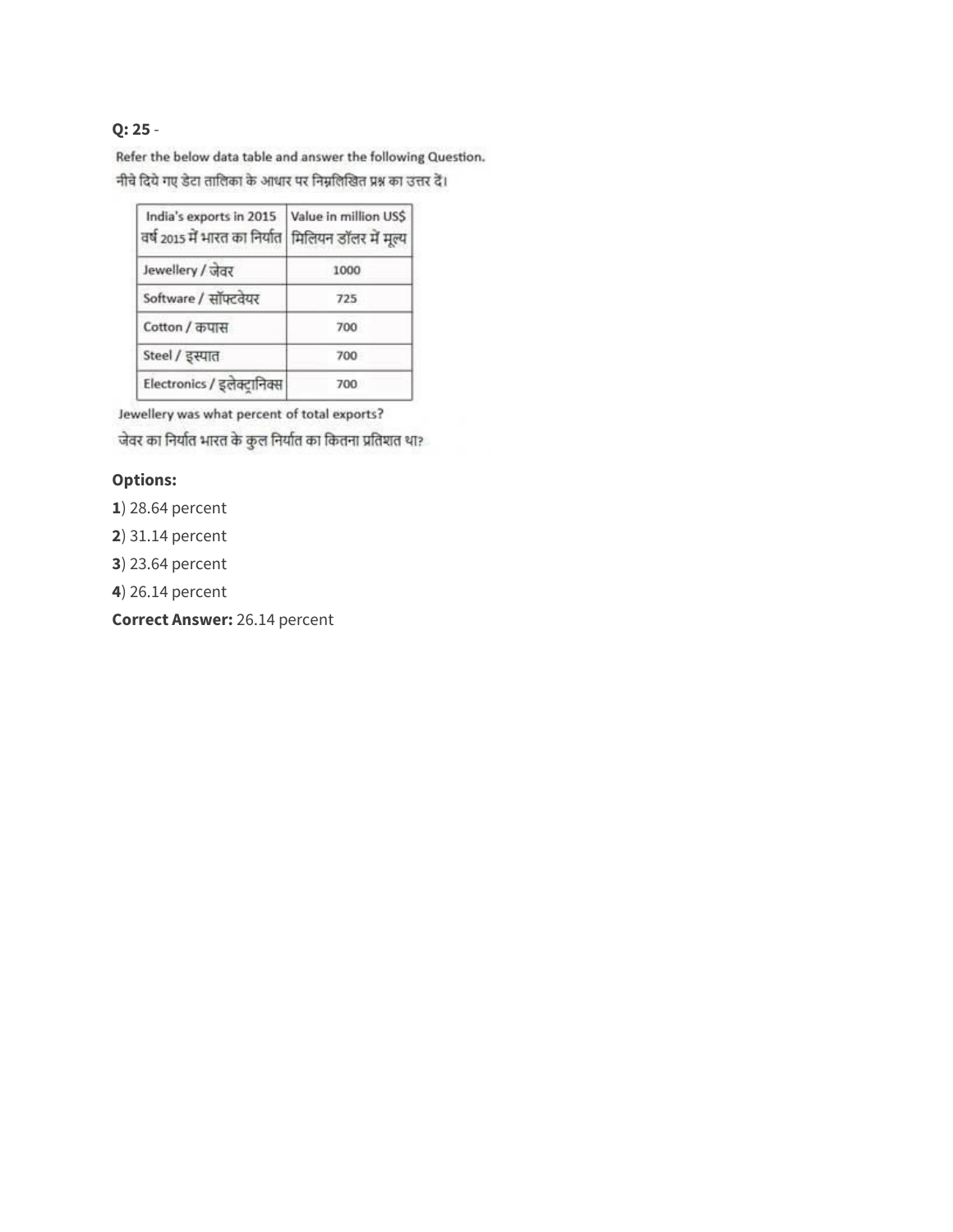**Q: 25** -

Refer the below data table and answer the following Question.

नीचे दिये गए डेटा तालिका के आधार पर निम्नलिखित प्रश्न का उत्तर दें।

| India's exports in 2015 वर्ष 2015 में भारत का निर्यात | Value in million US$ मिलियन डॉलर में मूल्य |
|---|---|
| Jewellery / जेवर | 1000 |
| Software / सॉफ्टवेयर | 725 |
| Cotton / कपास | 700 |
| Steel / इस्पात | 700 |
| Electronics / इलेक्ट्रानिक्स | 700 |

Jewellery was what percent of total exports?

जेवर का निर्यात भारत के कुल निर्यात का कितना प्रतिशत था?

**Options:**

**1**) 28.64 percent

**2**) 31.14 percent

**3**) 23.64 percent

**4**) 26.14 percent

**Correct Answer:** 26.14 percent